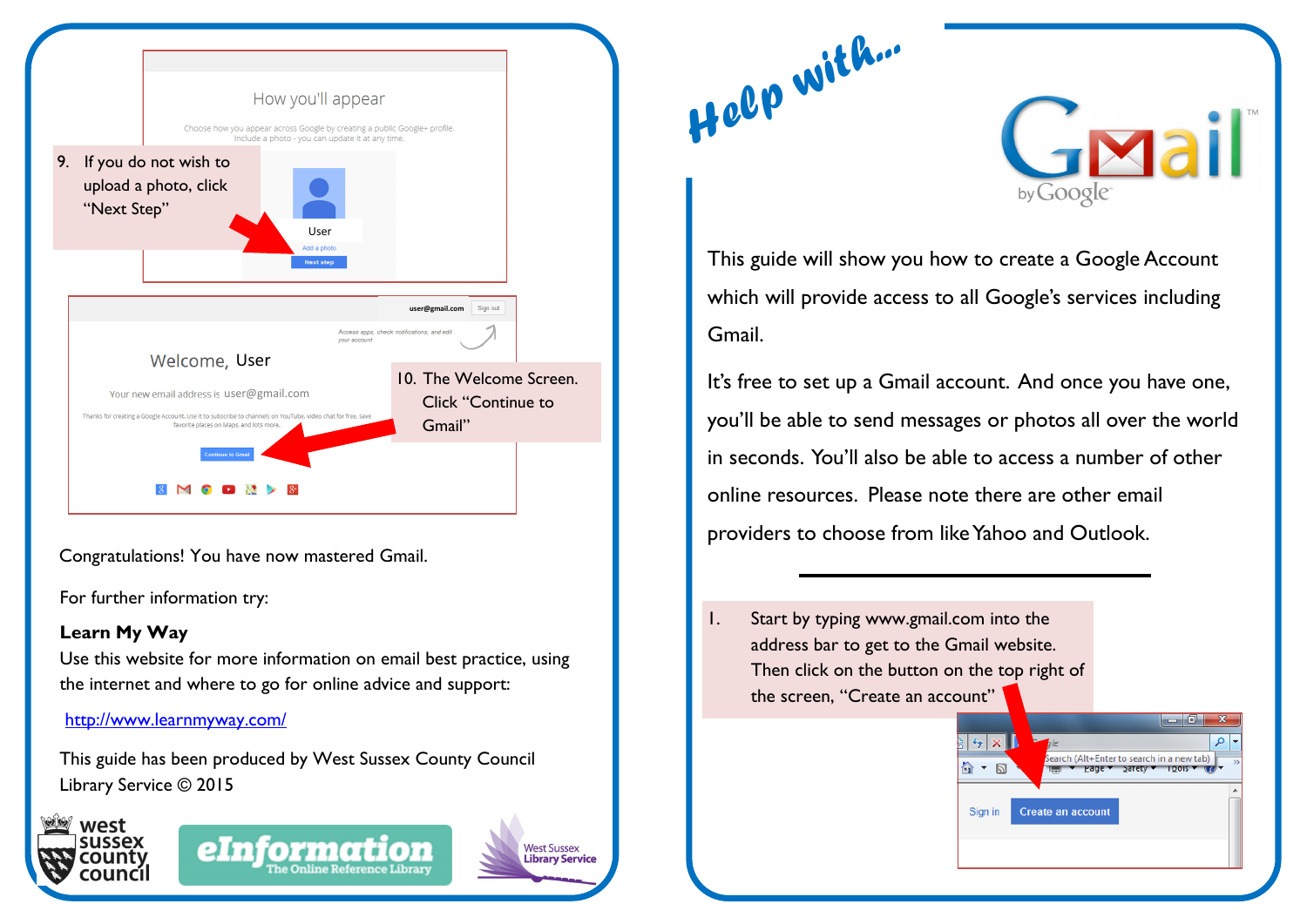9. If you do not wish to upload a photo, click "Next Step"

How you'll appear

Choose how you appear across Google by creating a public Google+ profile. Include a photo - you can update it at any time.

User

Add a photo

Next step

10. The Welcome Screen. Click "Continue to Gmail"

Welcome, User

Your new email address is user@gmail.com

Continue to Gmail

Congratulations! You have now mastered Gmail.

For further information try:

**Learn My Way**

Use this website for more information on email best practice, using the internet and where to go for online advice and support:

http://www.learnmyway.com/

This guide has been produced by West Sussex County Council Library Service © 2015

west sussex county council

eInformation The Online Reference Library

West Sussex Library Service

# Help with... Gmail by Google

This guide will show you how to create a Google Account which will provide access to all Google's services including Gmail.

It's free to set up a Gmail account. And once you have one, you'll be able to send messages or photos all over the world in seconds. You'll also be able to access a number of other online resources. Please note there are other email providers to choose from like Yahoo and Outlook.

---

1. Start by typing www.gmail.com into the address bar to get to the Gmail website. Then click on the button on the top right of the screen, "Create an account"

Sign in | Create an account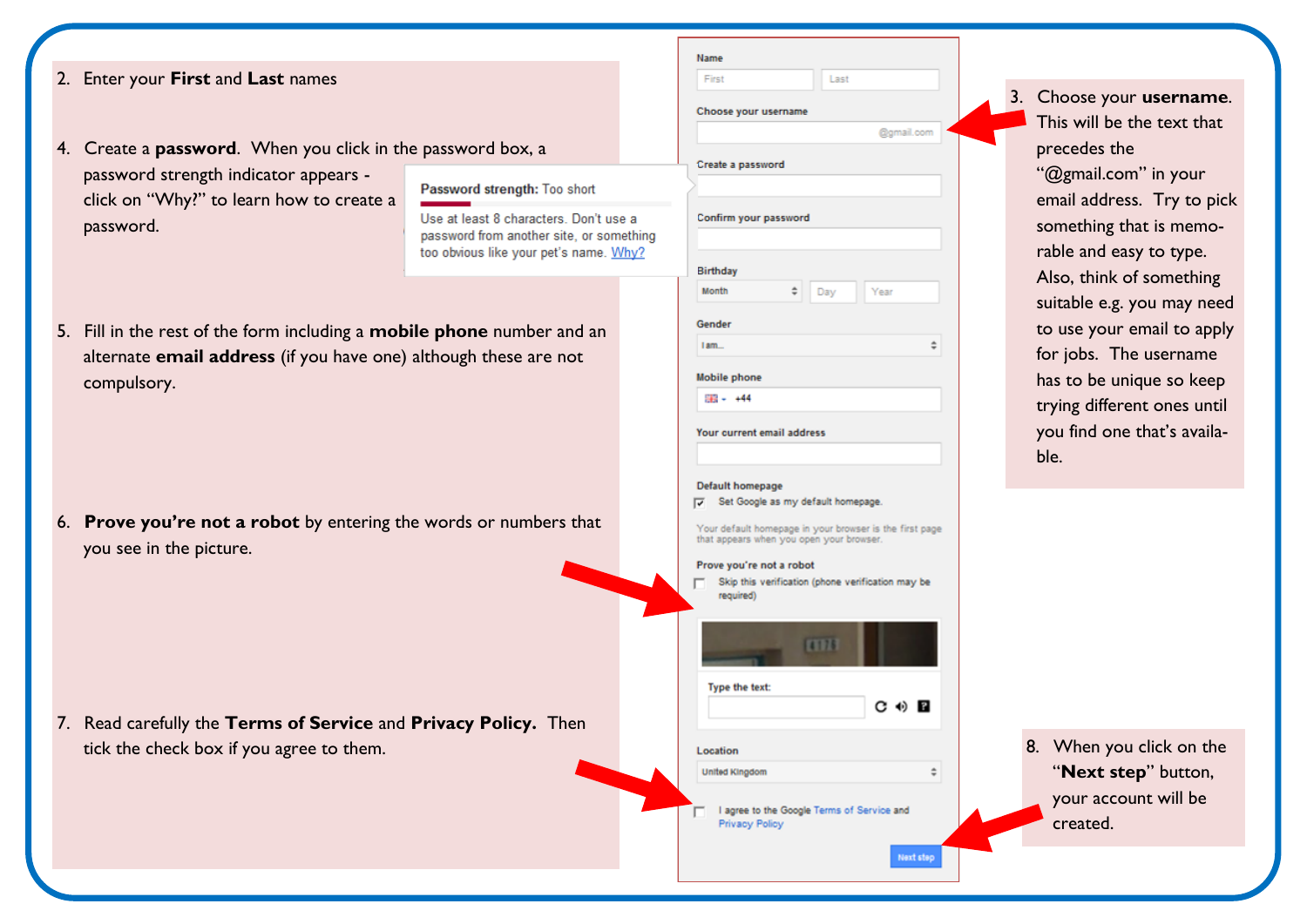2. Enter your **First** and **Last** names

4. Create a **password**. When you click in the password box, a password strength indicator appears - click on "Why?" to learn how to create a password.

   **Password strength:** Too short

   Use at least 8 characters. Don't use a password from another site, or something too obvious like your pet's name. Why?

5. Fill in the rest of the form including a **mobile phone** number and an alternate **email address** (if you have one) although these are not compulsory.

6. **Prove you're not a robot** by entering the words or numbers that you see in the picture.

7. Read carefully the **Terms of Service** and **Privacy Policy.** Then tick the check box if you agree to them.

3. Choose your **username**. This will be the text that precedes the "@gmail.com" in your email address. Try to pick something that is memorable and easy to type. Also, think of something suitable e.g. you may need to use your email to apply for jobs. The username has to be unique so keep trying different ones until you find one that's available.

8. When you click on the "**Next step**" button, your account will be created.

Name

First | Last

Choose your username

@gmail.com

Create a password

Confirm your password

Birthday

Month | Day | Year

Gender

I am...

Mobile phone

+44

Your current email address

Default homepage

Set Google as my default homepage.

Your default homepage in your browser is the first page that appears when you open your browser.

Prove you're not a robot

Skip this verification (phone verification may be required)

Type the text:

Location

United Kingdom

I agree to the Google Terms of Service and Privacy Policy

Next step